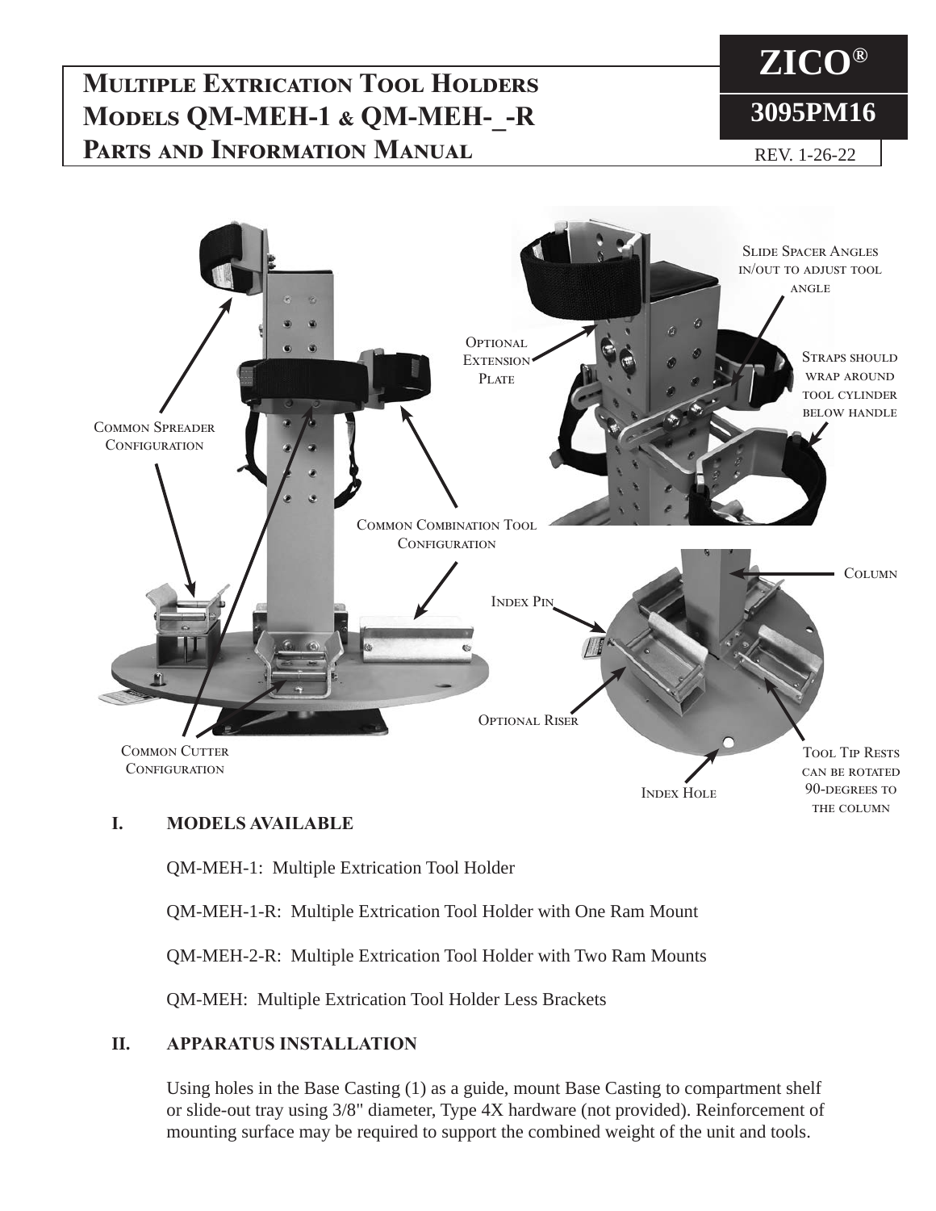# Multiple Extrication Tool Holders
# Models QM-MEH-1 & QM-MEH-_-R
# Parts and Information Manual

**ZICO®**

**3095PM16**

REV. 1-26-22

Common Spreader Configuration

Optional Extension Plate

Slide Spacer Angles in/out to adjust tool angle

Straps should wrap around tool cylinder below handle

Common Combination Tool Configuration

Column

Index Pin

Optional Riser

Common Cutter Configuration

Index Hole

Tool Tip Rests can be rotated 90-degrees to the column

## I. MODELS AVAILABLE

QM-MEH-1: Multiple Extrication Tool Holder

QM-MEH-1-R: Multiple Extrication Tool Holder with One Ram Mount

QM-MEH-2-R: Multiple Extrication Tool Holder with Two Ram Mounts

QM-MEH: Multiple Extrication Tool Holder Less Brackets

## II. APPARATUS INSTALLATION

Using holes in the Base Casting (1) as a guide, mount Base Casting to compartment shelf or slide-out tray using 3/8" diameter, Type 4X hardware (not provided). Reinforcement of mounting surface may be required to support the combined weight of the unit and tools.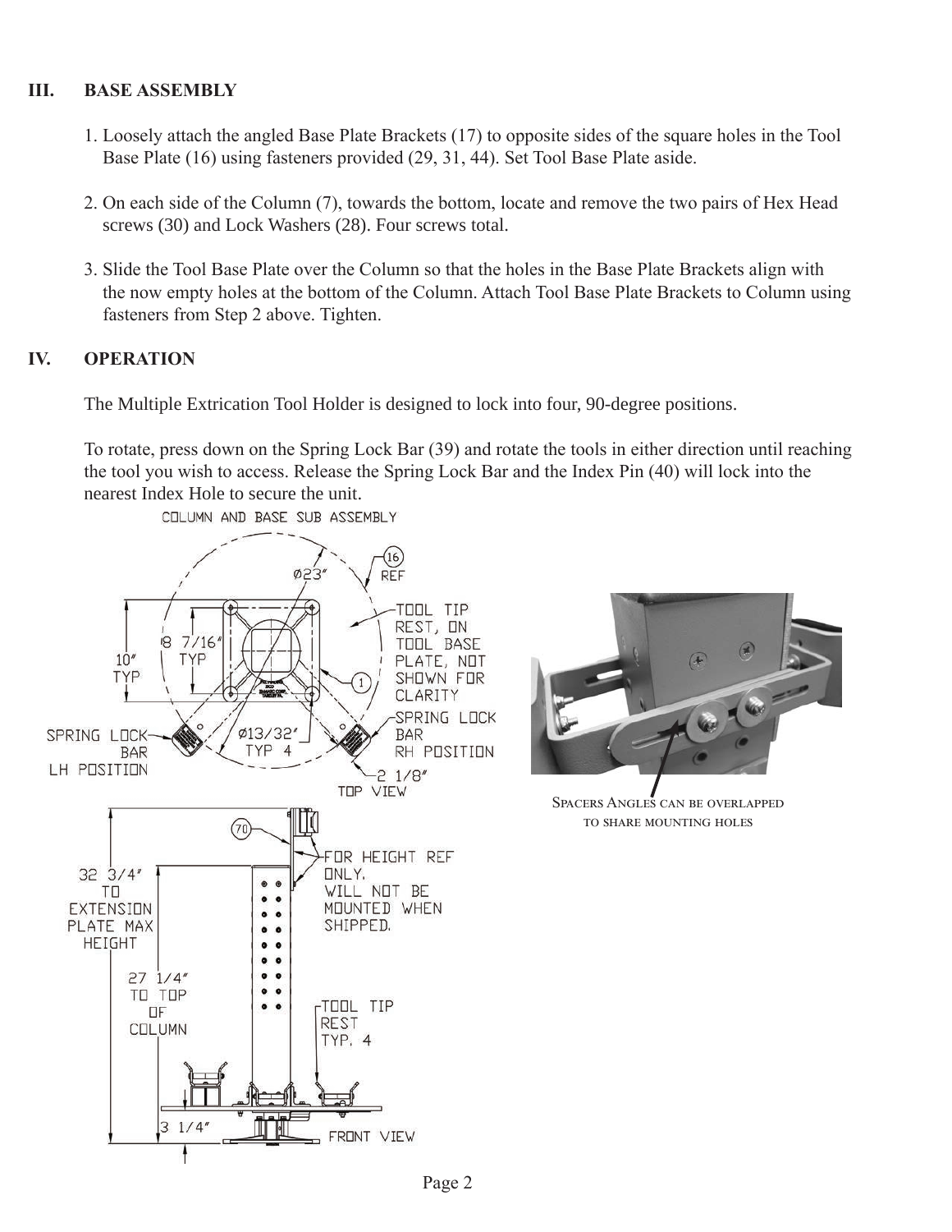## III. BASE ASSEMBLY

1. Loosely attach the angled Base Plate Brackets (17) to opposite sides of the square holes in the Tool Base Plate (16) using fasteners provided (29, 31, 44). Set Tool Base Plate aside.

2. On each side of the Column (7), towards the bottom, locate and remove the two pairs of Hex Head screws (30) and Lock Washers (28). Four screws total.

3. Slide the Tool Base Plate over the Column so that the holes in the Base Plate Brackets align with the now empty holes at the bottom of the Column. Attach Tool Base Plate Brackets to Column using fasteners from Step 2 above. Tighten.

## IV. OPERATION

The Multiple Extrication Tool Holder is designed to lock into four, 90-degree positions.

To rotate, press down on the Spring Lock Bar (39) and rotate the tools in either direction until reaching the tool you wish to access. Release the Spring Lock Bar and the Index Pin (40) will lock into the nearest Index Hole to secure the unit.

Spacers Angles can be overlapped to share mounting holes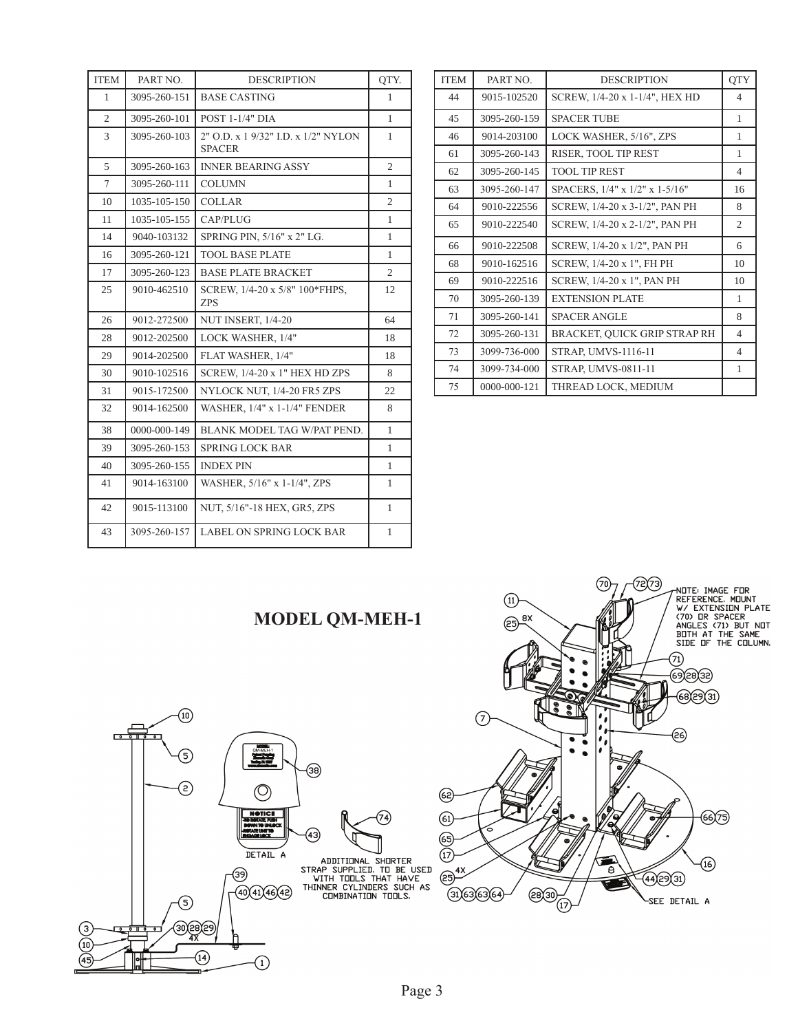| ITEM | PART NO. | DESCRIPTION | QTY. |
|---|---|---|---|
| 1 | 3095-260-151 | BASE CASTING | 1 |
| 2 | 3095-260-101 | POST 1-1/4" DIA | 1 |
| 3 | 3095-260-103 | 2" O.D. x 1 9/32" I.D. x 1/2" NYLON SPACER | 1 |
| 5 | 3095-260-163 | INNER BEARING ASSY | 2 |
| 7 | 3095-260-111 | COLUMN | 1 |
| 10 | 1035-105-150 | COLLAR | 2 |
| 11 | 1035-105-155 | CAP/PLUG | 1 |
| 14 | 9040-103132 | SPRING PIN, 5/16" x 2" LG. | 1 |
| 16 | 3095-260-121 | TOOL BASE PLATE | 1 |
| 17 | 3095-260-123 | BASE PLATE BRACKET | 2 |
| 25 | 9010-462510 | SCREW, 1/4-20 x 5/8" 100*FHPS, ZPS | 12 |
| 26 | 9012-272500 | NUT INSERT, 1/4-20 | 64 |
| 28 | 9012-202500 | LOCK WASHER, 1/4" | 18 |
| 29 | 9014-202500 | FLAT WASHER, 1/4" | 18 |
| 30 | 9010-102516 | SCREW, 1/4-20 x 1" HEX HD ZPS | 8 |
| 31 | 9015-172500 | NYLOCK NUT, 1/4-20 FR5 ZPS | 22 |
| 32 | 9014-162500 | WASHER, 1/4" x 1-1/4" FENDER | 8 |
| 38 | 0000-000-149 | BLANK MODEL TAG W/PAT PEND. | 1 |
| 39 | 3095-260-153 | SPRING LOCK BAR | 1 |
| 40 | 3095-260-155 | INDEX PIN | 1 |
| 41 | 9014-163100 | WASHER, 5/16" x 1-1/4", ZPS | 1 |
| 42 | 9015-113100 | NUT, 5/16"-18 HEX, GR5, ZPS | 1 |
| 43 | 3095-260-157 | LABEL ON SPRING LOCK BAR | 1 |

| ITEM | PART NO. | DESCRIPTION | QTY |
|---|---|---|---|
| 44 | 9015-102520 | SCREW, 1/4-20 x 1-1/4", HEX HD | 4 |
| 45 | 3095-260-159 | SPACER TUBE | 1 |
| 46 | 9014-203100 | LOCK WASHER, 5/16", ZPS | 1 |
| 61 | 3095-260-143 | RISER, TOOL TIP REST | 1 |
| 62 | 3095-260-145 | TOOL TIP REST | 4 |
| 63 | 3095-260-147 | SPACERS, 1/4" x 1/2" x 1-5/16" | 16 |
| 64 | 9010-222556 | SCREW, 1/4-20 x 3-1/2", PAN PH | 8 |
| 65 | 9010-222540 | SCREW, 1/4-20 x 2-1/2", PAN PH | 2 |
| 66 | 9010-222508 | SCREW, 1/4-20 x 1/2", PAN PH | 6 |
| 68 | 9010-162516 | SCREW, 1/4-20 x 1", FH PH | 10 |
| 69 | 9010-222516 | SCREW, 1/4-20 x 1", PAN PH | 10 |
| 70 | 3095-260-139 | EXTENSION PLATE | 1 |
| 71 | 3095-260-141 | SPACER ANGLE | 8 |
| 72 | 3095-260-131 | BRACKET, QUICK GRIP STRAP RH | 4 |
| 73 | 3099-736-000 | STRAP, UMVS-1116-11 | 4 |
| 74 | 3099-734-000 | STRAP, UMVS-0811-11 | 1 |
| 75 | 0000-000-121 | THREAD LOCK, MEDIUM | |

## MODEL QM-MEH-1

NOTE: IMAGE FOR REFERENCE. MOUNT W/ EXTENSION PLATE (70) OR SPACER ANGLES (71) BUT NOT BOTH AT THE SAME SIDE OF THE COLUMN.

ADDITIONAL SHORTER STRAP SUPPLIED. TO BE USED WITH TOOLS THAT HAVE THINNER CYLINDERS SUCH AS COMBINATION TOOLS.

DETAIL A

SEE DETAIL A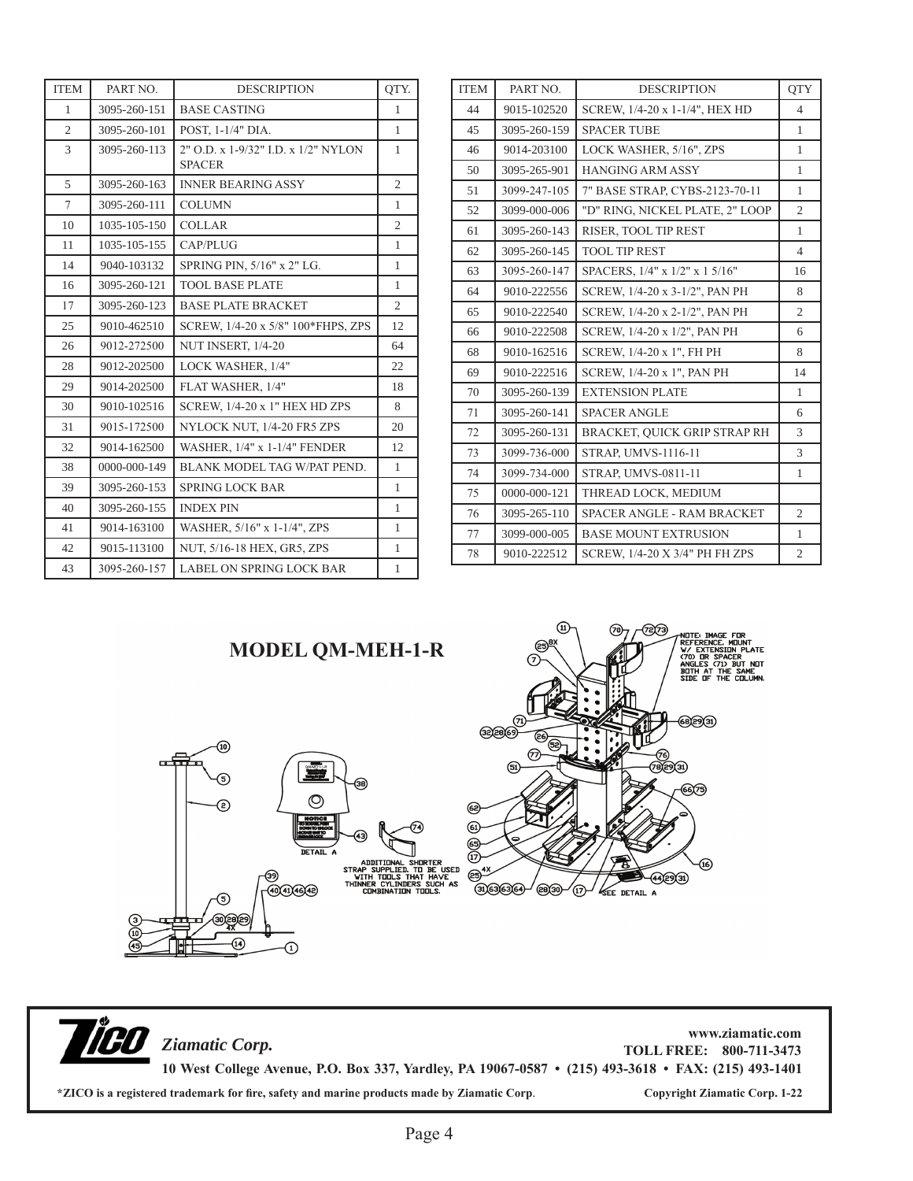| ITEM | PART NO. | DESCRIPTION | QTY. |
|---|---|---|---|
| 1 | 3095-260-151 | BASE CASTING | 1 |
| 2 | 3095-260-101 | POST, 1-1/4" DIA. | 1 |
| 3 | 3095-260-113 | 2" O.D. x 1-9/32" I.D. x 1/2" NYLON SPACER | 1 |
| 5 | 3095-260-163 | INNER BEARING ASSY | 2 |
| 7 | 3095-260-111 | COLUMN | 1 |
| 10 | 1035-105-150 | COLLAR | 2 |
| 11 | 1035-105-155 | CAP/PLUG | 1 |
| 14 | 9040-103132 | SPRING PIN, 5/16" x 2" LG. | 1 |
| 16 | 3095-260-121 | TOOL BASE PLATE | 1 |
| 17 | 3095-260-123 | BASE PLATE BRACKET | 2 |
| 25 | 9010-462510 | SCREW, 1/4-20 x 5/8" 100*FHPS, ZPS | 12 |
| 26 | 9012-272500 | NUT INSERT, 1/4-20 | 64 |
| 28 | 9012-202500 | LOCK WASHER, 1/4" | 22 |
| 29 | 9014-202500 | FLAT WASHER, 1/4" | 18 |
| 30 | 9010-102516 | SCREW, 1/4-20 x 1" HEX HD ZPS | 8 |
| 31 | 9015-172500 | NYLOCK NUT, 1/4-20 FR5 ZPS | 20 |
| 32 | 9014-162500 | WASHER, 1/4" x 1-1/4" FENDER | 12 |
| 38 | 0000-000-149 | BLANK MODEL TAG W/PAT PEND. | 1 |
| 39 | 3095-260-153 | SPRING LOCK BAR | 1 |
| 40 | 3095-260-155 | INDEX PIN | 1 |
| 41 | 9014-163100 | WASHER, 5/16" x 1-1/4", ZPS | 1 |
| 42 | 9015-113100 | NUT, 5/16-18 HEX, GR5, ZPS | 1 |
| 43 | 3095-260-157 | LABEL ON SPRING LOCK BAR | 1 |

| ITEM | PART NO. | DESCRIPTION | QTY |
|---|---|---|---|
| 44 | 9015-102520 | SCREW, 1/4-20 x 1-1/4", HEX HD | 4 |
| 45 | 3095-260-159 | SPACER TUBE | 1 |
| 46 | 9014-203100 | LOCK WASHER, 5/16", ZPS | 1 |
| 50 | 3095-265-901 | HANGING ARM ASSY | 1 |
| 51 | 3099-247-105 | 7" BASE STRAP, CYBS-2123-70-11 | 1 |
| 52 | 3099-000-006 | "D" RING, NICKEL PLATE, 2" LOOP | 2 |
| 61 | 3095-260-143 | RISER, TOOL TIP REST | 1 |
| 62 | 3095-260-145 | TOOL TIP REST | 4 |
| 63 | 3095-260-147 | SPACERS, 1/4" x 1/2" x 1 5/16" | 16 |
| 64 | 9010-222556 | SCREW, 1/4-20 x 3-1/2", PAN PH | 8 |
| 65 | 9010-222540 | SCREW, 1/4-20 x 2-1/2", PAN PH | 2 |
| 66 | 9010-222508 | SCREW, 1/4-20 x 1/2", PAN PH | 6 |
| 68 | 9010-162516 | SCREW, 1/4-20 x 1", FH PH | 8 |
| 69 | 9010-222516 | SCREW, 1/4-20 x 1", PAN PH | 14 |
| 70 | 3095-260-139 | EXTENSION PLATE | 1 |
| 71 | 3095-260-141 | SPACER ANGLE | 6 |
| 72 | 3095-260-131 | BRACKET, QUICK GRIP STRAP RH | 3 |
| 73 | 3099-736-000 | STRAP, UMVS-1116-11 | 3 |
| 74 | 3099-734-000 | STRAP, UMVS-0811-11 | 1 |
| 75 | 0000-000-121 | THREAD LOCK, MEDIUM | |
| 76 | 3095-265-110 | SPACER ANGLE - RAM BRACKET | 2 |
| 77 | 3099-000-005 | BASE MOUNT EXTRUSION | 1 |
| 78 | 9010-222512 | SCREW, 1/4-20 X 3/4" PH FH ZPS | 2 |

## MODEL QM-MEH-1-R

NOTE: IMAGE FOR REFERENCE. MOUNT W/ EXTENSION PLATE (70) OR SPACER ANGLES (71) BUT NOT BOTH AT THE SAME SIDE OF THE COLUMN.

DETAIL A

ADDITIONAL SHORTER STRAP SUPPLIED. TO BE USED WITH TOOLS THAT HAVE THINNER CYLINDERS SUCH AS COMBINATION TOOLS.

SEE DETAIL A

---

**Ziamatic Corp.**

www.ziamatic.com
**TOLL FREE: 800-711-3473**

**10 West College Avenue, P.O. Box 337, Yardley, PA 19067-0587 • (215) 493-3618 • FAX: (215) 493-1401**

***ZICO is a registered trademark for fire, safety and marine products made by Ziamatic Corp.** **Copyright Ziamatic Corp. 1-22**